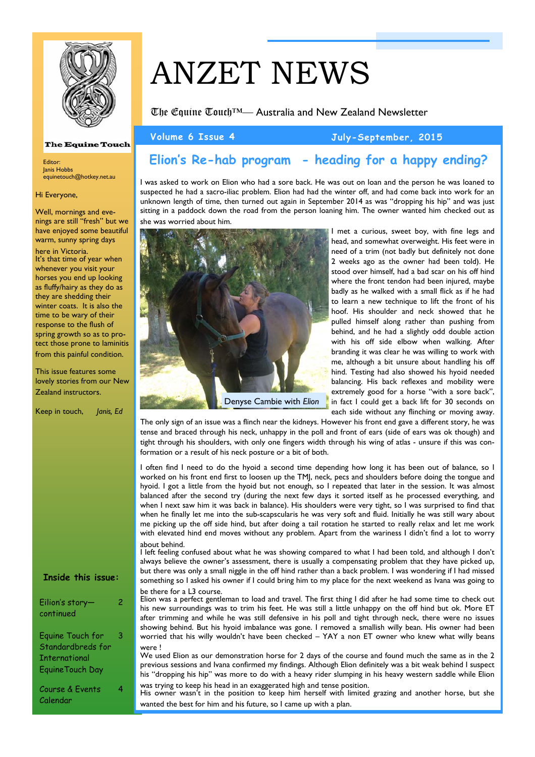# ANZET NEWS

The Equine Touch™— Australia and New Zealand Newsletter

**Volume 6 Issue 4** **July-September, 2015**

The Equine Touch

Editor:
Janis Hobbs
equinetouch@hotkey.net.au

Hi Everyone,

Well, mornings and evenings are still "fresh" but we have enjoyed some beautiful warm, sunny spring days here in Victoria.

It's that time of year when whenever you visit your horses you end up looking as fluffy/hairy as they do as they are shedding their winter coats. It is also the time to be wary of their response to the flush of spring growth so as to protect those prone to laminitis from this painful condition.

This issue features some lovely stories from our New Zealand instructors.

Keep in touch, *Janis, Ed*

**Inside this issue:**

| | |
|---|---|
| Eilion's story—continued | 2 |
| Equine Touch for Standardbreds for International EquineTouch Day | 3 |
| Course & Events Calendar | 4 |

## Elion's Re-hab program - heading for a happy ending?

I was asked to work on Elion who had a sore back. He was out on loan and the person he was loaned to suspected he had a sacro-iliac problem. Elion had had the winter off, and had come back into work for an unknown length of time, then turned out again in September 2014 as was "dropping his hip" and was just sitting in a paddock down the road from the person loaning him. The owner wanted him checked out as she was worried about him.

Denyse Cambie with *Elion*

I met a curious, sweet boy, with fine legs and head, and somewhat overweight. His feet were in need of a trim (not badly but definitely not done 2 weeks ago as the owner had been told). He stood over himself, had a bad scar on his off hind where the front tendon had been injured, maybe badly as he walked with a small flick as if he had to learn a new technique to lift the front of his hoof. His shoulder and neck showed that he pulled himself along rather than pushing from behind, and he had a slightly odd double action with his off side elbow when walking. After branding it was clear he was willing to work with me, although a bit unsure about handling his off hind. Testing had also showed his hyoid needed balancing. His back reflexes and mobility were extremely good for a horse "with a sore back", in fact I could get a back lift for 30 seconds on each side without any flinching or moving away. The only sign of an issue was a flinch near the kidneys. However his front end gave a different story, he was tense and braced through his neck, unhappy in the poll and front of ears (side of ears was ok though) and tight through his shoulders, with only one fingers width through his wing of atlas - unsure if this was conformation or a result of his neck posture or a bit of both.

I often find I need to do the hyoid a second time depending how long it has been out of balance, so I worked on his front end first to loosen up the TMJ, neck, pecs and shoulders before doing the tongue and hyoid. I got a little from the hyoid but not enough, so I repeated that later in the session. It was almost balanced after the second try (during the next few days it sorted itself as he processed everything, and when I next saw him it was back in balance). His shoulders were very tight, so I was surprised to find that when he finally let me into the sub-scapsularis he was very soft and fluid. Initially he was still wary about me picking up the off side hind, but after doing a tail rotation he started to really relax and let me work with elevated hind end moves without any problem. Apart from the wariness I didn't find a lot to worry about behind.

I left feeling confused about what he was showing compared to what I had been told, and although I don't always believe the owner's assessment, there is usually a compensating problem that they have picked up, but there was only a small niggle in the off hind rather than a back problem. I was wondering if I had missed something so I asked his owner if I could bring him to my place for the next weekend as Ivana was going to be there for a L3 course.

Elion was a perfect gentleman to load and travel. The first thing I did after he had some time to check out his new surroundings was to trim his feet. He was still a little unhappy on the off hind but ok. More ET after trimming and while he was still defensive in his poll and tight through neck, there were no issues showing behind. But his hyoid imbalance was gone. I removed a smallish willy bean. His owner had been worried that his willy wouldn't have been checked – YAY a non ET owner who knew what willy beans were !

We used Elion as our demonstration horse for 2 days of the course and found much the same as in the 2 previous sessions and Ivana confirmed my findings. Although Elion definitely was a bit weak behind I suspect his "dropping his hip" was more to do with a heavy rider slumping in his heavy western saddle while Elion was trying to keep his head in an exaggerated high and tense position.

His owner wasn't in the position to keep him herself with limited grazing and another horse, but she wanted the best for him and his future, so I came up with a plan.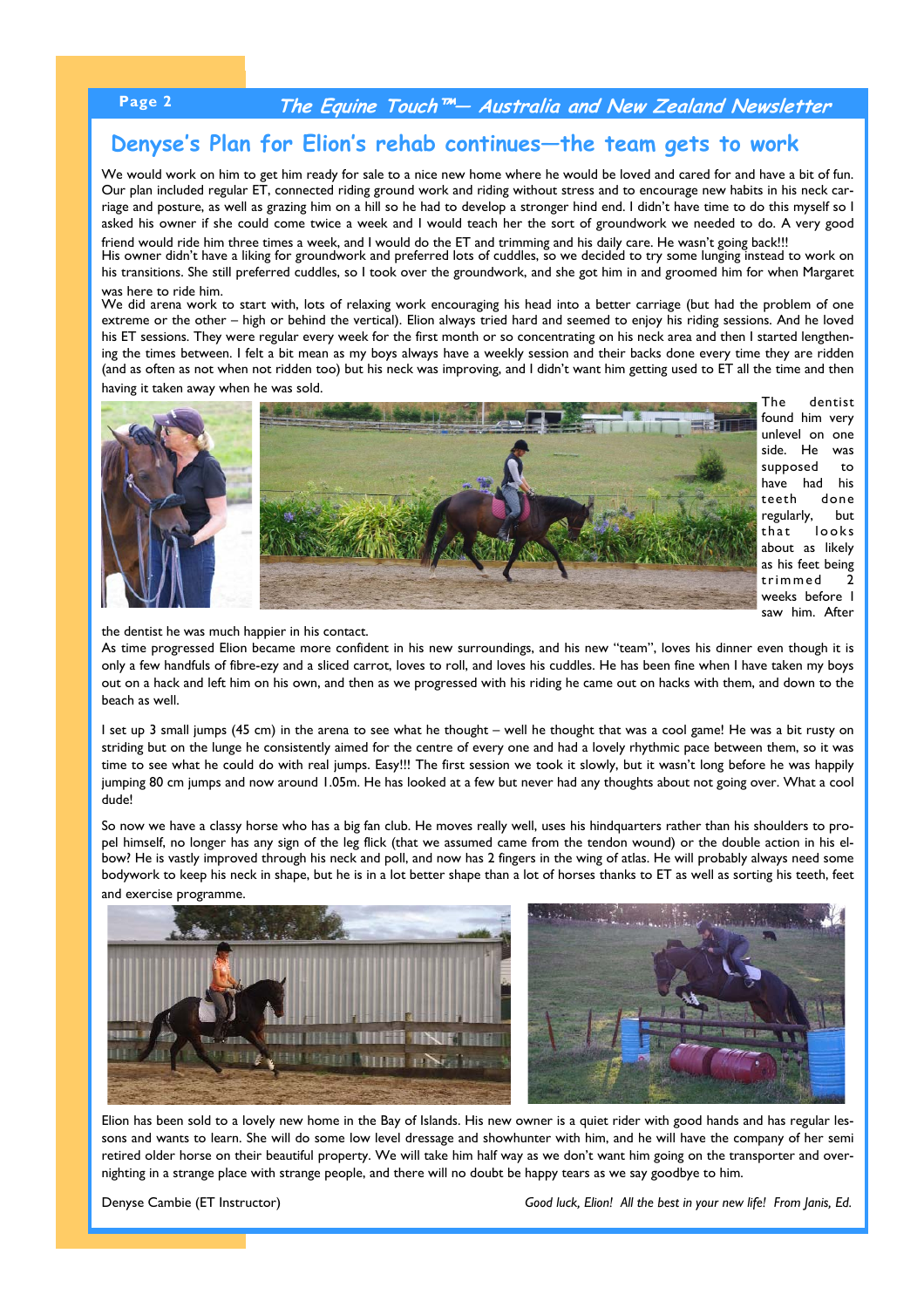## Denyse's Plan for Elion's rehab continues—the team gets to work

We would work on him to get him ready for sale to a nice new home where he would be loved and cared for and have a bit of fun. Our plan included regular ET, connected riding ground work and riding without stress and to encourage new habits in his neck carriage and posture, as well as grazing him on a hill so he had to develop a stronger hind end. I didn't have time to do this myself so I asked his owner if she could come twice a week and I would teach her the sort of groundwork we needed to do. A very good friend would ride him three times a week, and I would do the ET and trimming and his daily care. He wasn't going back!!!

His owner didn't have a liking for groundwork and preferred lots of cuddles, so we decided to try some lunging instead to work on his transitions. She still preferred cuddles, so I took over the groundwork, and she got him in and groomed him for when Margaret was here to ride him.

We did arena work to start with, lots of relaxing work encouraging his head into a better carriage (but had the problem of one extreme or the other – high or behind the vertical). Elion always tried hard and seemed to enjoy his riding sessions. And he loved his ET sessions. They were regular every week for the first month or so concentrating on his neck area and then I started lengthening the times between. I felt a bit mean as my boys always have a weekly session and their backs done every time they are ridden (and as often as not when not ridden too) but his neck was improving, and I didn't want him getting used to ET all the time and then having it taken away when he was sold.

The dentist found him very unlevel on one side. He was supposed to have had his teeth done regularly, but that looks about as likely as his feet being trimmed 2 weeks before I saw him. After the dentist he was much happier in his contact.

As time progressed Elion became more confident in his new surroundings, and his new "team", loves his dinner even though it is only a few handfuls of fibre-ezy and a sliced carrot, loves to roll, and loves his cuddles. He has been fine when I have taken my boys out on a hack and left him on his own, and then as we progressed with his riding he came out on hacks with them, and down to the beach as well.

I set up 3 small jumps (45 cm) in the arena to see what he thought – well he thought that was a cool game! He was a bit rusty on striding but on the lunge he consistently aimed for the centre of every one and had a lovely rhythmic pace between them, so it was time to see what he could do with real jumps. Easy!!! The first session we took it slowly, but it wasn't long before he was happily jumping 80 cm jumps and now around 1.05m. He has looked at a few but never had any thoughts about not going over. What a cool dude!

So now we have a classy horse who has a big fan club. He moves really well, uses his hindquarters rather than his shoulders to propel himself, no longer has any sign of the leg flick (that we assumed came from the tendon wound) or the double action in his elbow? He is vastly improved through his neck and poll, and now has 2 fingers in the wing of atlas. He will probably always need some bodywork to keep his neck in shape, but he is in a lot better shape than a lot of horses thanks to ET as well as sorting his teeth, feet and exercise programme.

Elion has been sold to a lovely new home in the Bay of Islands. His new owner is a quiet rider with good hands and has regular lessons and wants to learn. She will do some low level dressage and showhunter with him, and he will have the company of her semi retired older horse on their beautiful property. We will take him half way as we don't want him going on the transporter and overnighting in a strange place with strange people, and there will no doubt be happy tears as we say goodbye to him.

Denyse Cambie (ET Instructor)

*Good luck, Elion! All the best in your new life! From Janis, Ed.*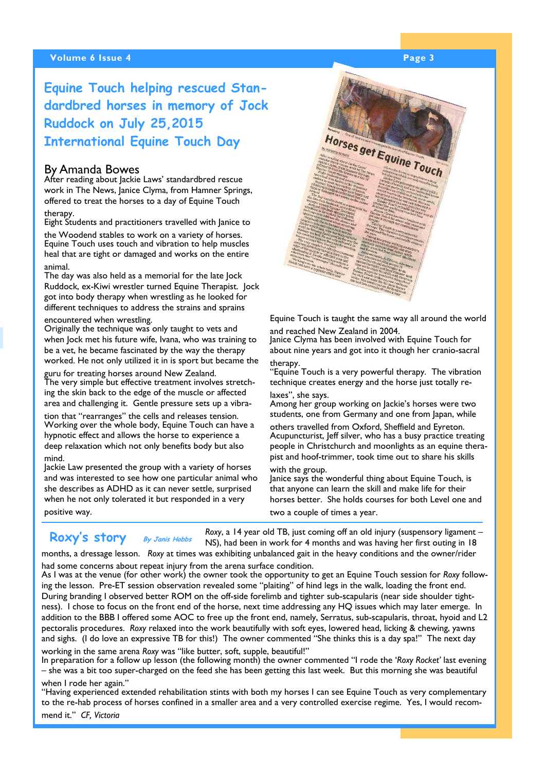## Equine Touch helping rescued Standardbred horses in memory of Jock Ruddock on July 25,2015 International Equine Touch Day

By Amanda Bowes

After reading about Jackie Laws' standardbred rescue work in The News, Janice Clyma, from Hamner Springs, offered to treat the horses to a day of Equine Touch therapy.

Eight Students and practitioners travelled with Janice to the Woodend stables to work on a variety of horses.

Equine Touch uses touch and vibration to help muscles heal that are tight or damaged and works on the entire animal.

The day was also held as a memorial for the late Jock Ruddock, ex-Kiwi wrestler turned Equine Therapist. Jock got into body therapy when wrestling as he looked for different techniques to address the strains and sprains encountered when wrestling.

Originally the technique was only taught to vets and when Jock met his future wife, Ivana, who was training to be a vet, he became fascinated by the way the therapy worked. He not only utilized it in is sport but became the guru for treating horses around New Zealand.

The very simple but effective treatment involves stretching the skin back to the edge of the muscle or affected area and challenging it. Gentle pressure sets up a vibration that "rearranges" the cells and releases tension.

Working over the whole body, Equine Touch can have a hypnotic effect and allows the horse to experience a deep relaxation which not only benefits body but also mind.

Jackie Law presented the group with a variety of horses and was interested to see how one particular animal who she describes as ADHD as it can never settle, surprised when he not only tolerated it but responded in a very positive way.

Equine Touch is taught the same way all around the world and reached New Zealand in 2004.

Janice Clyma has been involved with Equine Touch for about nine years and got into it though her cranio-sacral therapy.

"Equine Touch is a very powerful therapy. The vibration technique creates energy and the horse just totally relaxes", she says.

Among her group working on Jackie's horses were two students, one from Germany and one from Japan, while others travelled from Oxford, Sheffield and Eyreton.

Acupuncturist, Jeff silver, who has a busy practice treating people in Christchurch and moonlights as an equine therapist and hoof-trimmer, took time out to share his skills with the group.

Janice says the wonderful thing about Equine Touch, is that anyone can learn the skill and make life for their horses better. She holds courses for both Level one and two a couple of times a year.

## Roxy's story

*By Janis Hobbs*

*Roxy*, a 14 year old TB, just coming off an old injury (suspensory ligament – NS), had been in work for 4 months and was having her first outing in 18 months, a dressage lesson. *Roxy* at times was exhibiting unbalanced gait in the heavy conditions and the owner/rider had some concerns about repeat injury from the arena surface condition.

As I was at the venue (for other work) the owner took the opportunity to get an Equine Touch session for *Roxy* following the lesson. Pre-ET session observation revealed some "plaiting" of hind legs in the walk, loading the front end. During branding I observed better ROM on the off-side forelimb and tighter sub-scapularis (near side shoulder tightness). I chose to focus on the front end of the horse, next time addressing any HQ issues which may later emerge. In addition to the BBB I offered some AOC to free up the front end, namely, Serratus, sub-scapularis, throat, hyoid and L2 pectoralis procedures. *Roxy* relaxed into the work beautifully with soft eyes, lowered head, licking & chewing, yawns and sighs. (I do love an expressive TB for this!) The owner commented "She thinks this is a day spa!" The next day working in the same arena *Roxy* was "like butter, soft, supple, beautiful!"

In preparation for a follow up lesson (the following month) the owner commented "I rode the *'Roxy Rocket'* last evening – she was a bit too super-charged on the feed she has been getting this last week. But this morning she was beautiful when I rode her again."

"Having experienced extended rehabilitation stints with both my horses I can see Equine Touch as very complementary to the re-hab process of horses confined in a smaller area and a very controlled exercise regime. Yes, I would recommend it." *CF, Victoria*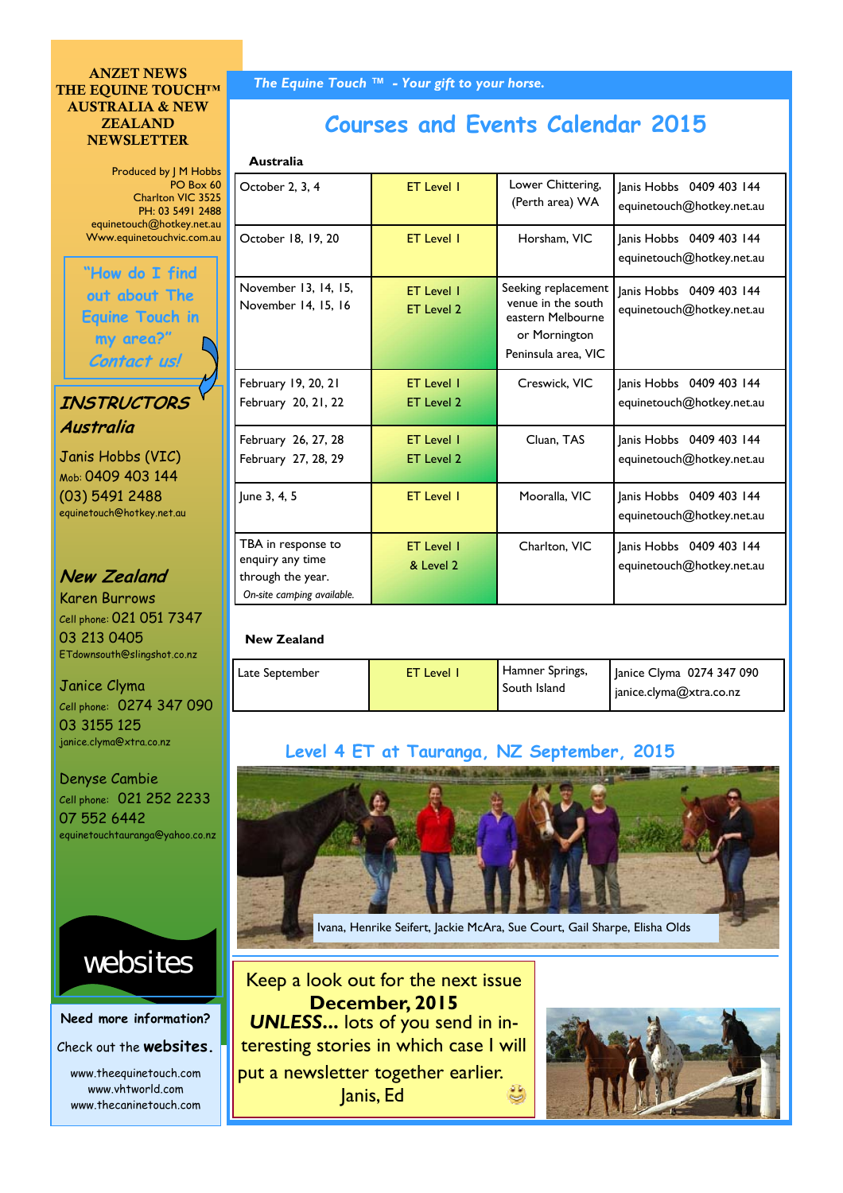**ANZET NEWS**
**THE EQUINE TOUCH™ AUSTRALIA & NEW ZEALAND NEWSLETTER**

Produced by J M Hobbs
PO Box 60
Charlton VIC 3525
PH: 03 5491 2488
equinetouch@hotkey.net.au
Www.equinetouchvic.com.au

"How do I find out about The Equine Touch in my area?" *Contact us!*

## *INSTRUCTORS Australia*

Janis Hobbs (VIC)
Mob: 0409 403 144
(03) 5491 2488
equinetouch@hotkey.net.au

## *New Zealand*

Karen Burrows
Cell phone: 021 051 7347
03 213 0405
ETdownsouth@slingshot.co.nz

Janice Clyma
Cell phone: 0274 347 090
03 3155 125
janice.clyma@xtra.co.nz

Denyse Cambie
Cell phone: 021 252 2233
07 552 6442
equinetouchtauranga@yahoo.co.nz

websites

**Need more information?**

Check out the **websites.**

www.theequinetouch.com
www.vhtworld.com
www.thecaninetouch.com

*The Equine Touch ™ - Your gift to your horse.*

# Courses and Events Calendar 2015

**Australia**

| | | | |
|---|---|---|---|
| October 2, 3, 4 | ET Level 1 | Lower Chittering, (Perth area) WA | Janis Hobbs 0409 403 144 equinetouch@hotkey.net.au |
| October 18, 19, 20 | ET Level 1 | Horsham, VIC | Janis Hobbs 0409 403 144 equinetouch@hotkey.net.au |
| November 13, 14, 15, November 14, 15, 16 | ET Level 1 ET Level 2 | Seeking replacement venue in the south eastern Melbourne or Mornington Peninsula area, VIC | Janis Hobbs 0409 403 144 equinetouch@hotkey.net.au |
| February 19, 20, 21 February 20, 21, 22 | ET Level 1 ET Level 2 | Creswick, VIC | Janis Hobbs 0409 403 144 equinetouch@hotkey.net.au |
| February 26, 27, 28 February 27, 28, 29 | ET Level 1 ET Level 2 | Cluan, TAS | Janis Hobbs 0409 403 144 equinetouch@hotkey.net.au |
| June 3, 4, 5 | ET Level 1 | Mooralla, VIC | Janis Hobbs 0409 403 144 equinetouch@hotkey.net.au |
| TBA in response to enquiry any time through the year. *On-site camping available.* | ET Level 1 & Level 2 | Charlton, VIC | Janis Hobbs 0409 403 144 equinetouch@hotkey.net.au |

**New Zealand**

| | | | |
|---|---|---|---|
| Late September | ET Level 1 | Hamner Springs, South Island | Janice Clyma 0274 347 090 janice.clyma@xtra.co.nz |

## Level 4 ET at Tauranga, NZ September, 2015

Ivana, Henrike Seifert, Jackie McAra, Sue Court, Gail Sharpe, Elisha Olds

Keep a look out for the next issue
**December, 2015**
***UNLESS...*** lots of you send in interesting stories in which case I will put a newsletter together earlier.
Janis, Ed